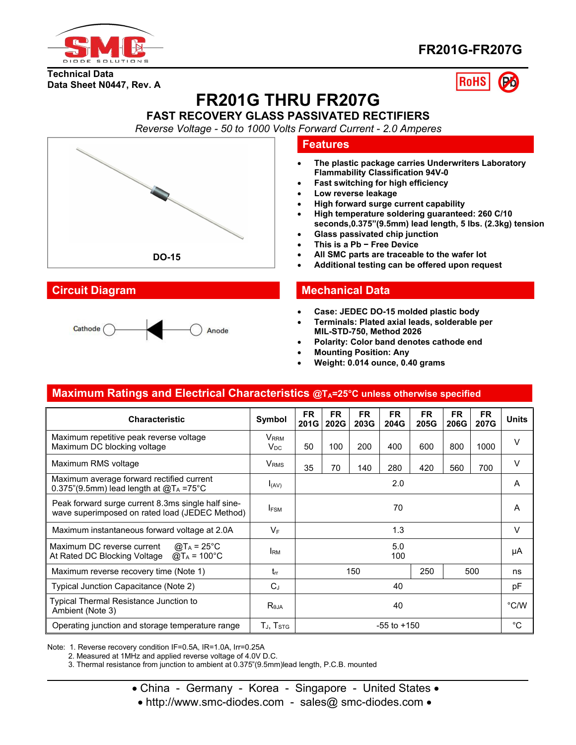FR201G-FR207G

**Technical Data**
**Data Sheet N0447, Rev. A**

# FR201G THRU FR207G

## FAST RECOVERY GLASS PASSIVATED RECTIFIERS

*Reverse Voltage - 50 to 1000 Volts Forward Current - 2.0 Amperes*

DO-15

## Features

- The plastic package carries Underwriters Laboratory Flammability Classification 94V-0
- Fast switching for high efficiency
- Low reverse leakage
- High forward surge current capability
- High temperature soldering guaranteed: 260 C/10 seconds,0.375"(9.5mm) lead length, 5 lbs. (2.3kg) tension
- Glass passivated chip junction
- This is a Pb − Free Device
- All SMC parts are traceable to the wafer lot
- Additional testing can be offered upon request

## Circuit Diagram

Cathode — Anode

## Mechanical Data

- Case: JEDEC DO-15 molded plastic body
- Terminals: Plated axial leads, solderable per MIL-STD-750, Method 2026
- Polarity: Color band denotes cathode end
- Mounting Position: Any
- Weight: 0.014 ounce, 0.40 grams

## Maximum Ratings and Electrical Characteristics @$T_A$=25°C unless otherwise specified

| Characteristic | Symbol | FR 201G | FR 202G | FR 203G | FR 204G | FR 205G | FR 206G | FR 207G | Units |
|---|---|---|---|---|---|---|---|---|---|
| Maximum repetitive peak reverse voltage<br>Maximum DC blocking voltage | $V_{RRM}$<br>$V_{DC}$ | 50 | 100 | 200 | 400 | 600 | 800 | 1000 | V |
| Maximum RMS voltage | $V_{RMS}$ | 35 | 70 | 140 | 280 | 420 | 560 | 700 | V |
| Maximum average forward rectified current 0.375"(9.5mm) lead length at @$T_A$ =75°C | $I_{(AV)}$ | 2.0 | | | | | | | A |
| Peak forward surge current 8.3ms single half sine-wave superimposed on rated load (JEDEC Method) | $I_{FSM}$ | 70 | | | | | | | A |
| Maximum instantaneous forward voltage at 2.0A | $V_F$ | 1.3 | | | | | | | V |
| Maximum DC reverse current @$T_A$ = 25°C<br>At Rated DC Blocking Voltage @$T_A$ = 100°C | $I_{RM}$ | 5.0<br>100 | | | | | | | μA |
| Maximum reverse recovery time (Note 1) | $t_{rr}$ | 150 | | | | 250 | 500 | | ns |
| Typical Junction Capacitance (Note 2) | $C_J$ | 40 | | | | | | | pF |
| Typical Thermal Resistance Junction to Ambient (Note 3) | $R_{\theta JA}$ | 40 | | | | | | | °C/W |
| Operating junction and storage temperature range | $T_J$, $T_{STG}$ | -55 to +150 | | | | | | | °C |

Note: 1. Reverse recovery condition IF=0.5A, IR=1.0A, Irr=0.25A
2. Measured at 1MHz and applied reverse voltage of 4.0V D.C.
3. Thermal resistance from junction to ambient at 0.375"(9.5mm)lead length, P.C.B. mounted

• China - Germany - Korea - Singapore - United States •
• http://www.smc-diodes.com - sales@ smc-diodes.com •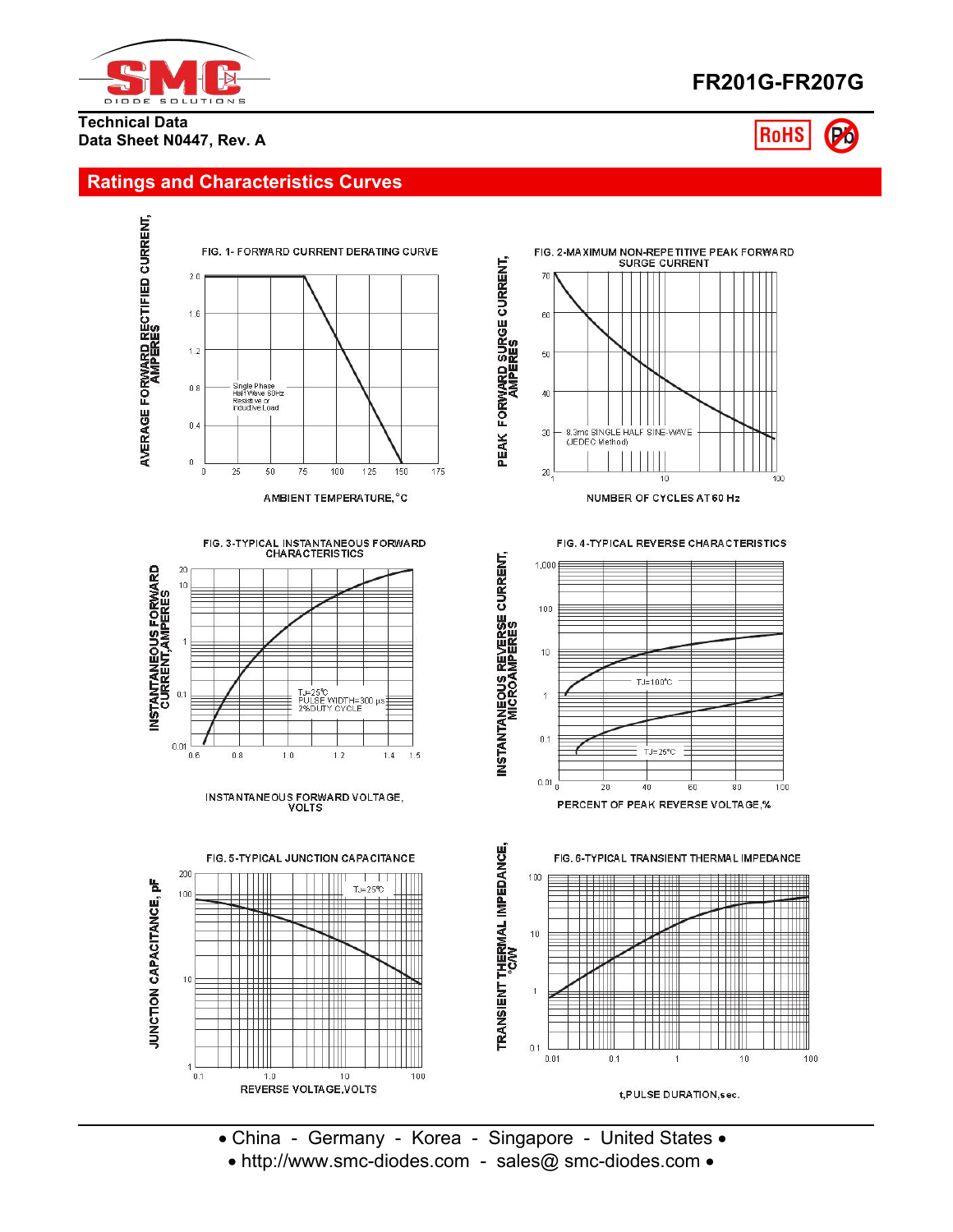# FR201G-FR207G

**Technical Data**
**Data Sheet N0447, Rev. A**

## Ratings and Characteristics Curves

FIG. 1- FORWARD CURRENT DERATING CURVE

AVERAGE FORWARD RECTIFIED CURRENT, AMPERES

Single Phase Half Wave 60Hz Resistive or Inductive Load

AMBIENT TEMPERATURE, °C

FIG. 2-MAXIMUM NON-REPETITIVE PEAK FORWARD SURGE CURRENT

PEAK FORWARD SURGE CURRENT, AMPERES

8.3ms SINGLE HALF SINE-WAVE (JEDEC Method)

NUMBER OF CYCLES AT 60 Hz

FIG. 3-TYPICAL INSTANTANEOUS FORWARD CHARACTERISTICS

INSTANTANEOUS FORWARD CURRENT,AMPERES

$T_J$=25°C PULSE WIDTH=300 μs 2%DUTY CYCLE

INSTANTANEOUS FORWARD VOLTAGE, VOLTS

FIG. 4-TYPICAL REVERSE CHARACTERISTICS

INSTANTANEOUS REVERSE CURRENT, MICROAMPERES

$T_J$=100°C

$T_J$=25°C

PERCENT OF PEAK REVERSE VOLTAGE,%

FIG. 5-TYPICAL JUNCTION CAPACITANCE

JUNCTION CAPACITANCE, pF

$T_J$=25°C

REVERSE VOLTAGE,VOLTS

FIG. 6-TYPICAL TRANSIENT THERMAL IMPEDANCE

TRANSIENT THERMAL IMPEDANCE, °C/W

t,PULSE DURATION,sec.

• China - Germany - Korea - Singapore - United States •
• http://www.smc-diodes.com - sales@ smc-diodes.com •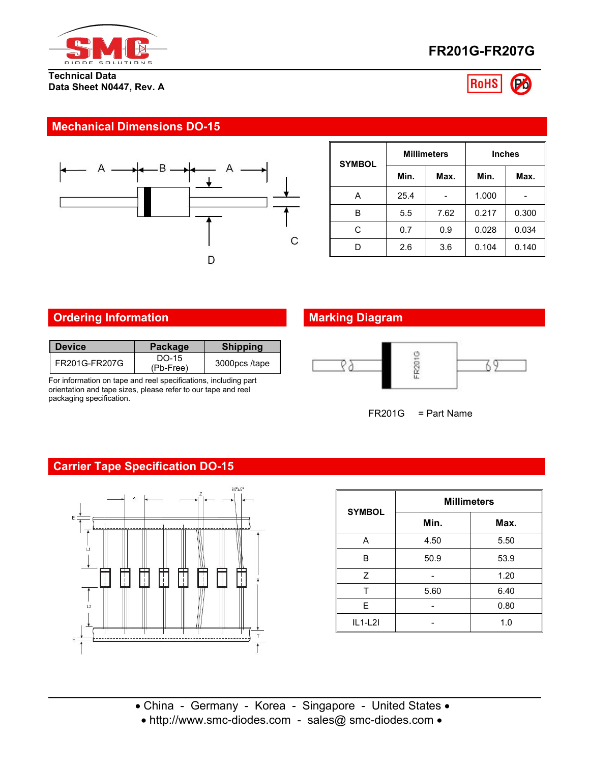FR201G-FR207G

Technical Data
Data Sheet N0447, Rev. A

## Mechanical Dimensions DO-15

| SYMBOL | Millimeters | | Inches | |
|---|---|---|---|---|
| | Min. | Max. | Min. | Max. |
| A | 25.4 | - | 1.000 | - |
| B | 5.5 | 7.62 | 0.217 | 0.300 |
| C | 0.7 | 0.9 | 0.028 | 0.034 |
| D | 2.6 | 3.6 | 0.104 | 0.140 |

## Ordering Information

| Device | Package | Shipping |
|---|---|---|
| FR201G-FR207G | DO-15 (Pb-Free) | 3000pcs /tape |

For information on tape and reel specifications, including part orientation and tape sizes, please refer to our tape and reel packaging specification.

## Marking Diagram

FR201G = Part Name

## Carrier Tape Specification DO-15

| SYMBOL | Millimeters | |
|---|---|---|
| | Min. | Max. |
| A | 4.50 | 5.50 |
| B | 50.9 | 53.9 |
| Z | - | 1.20 |
| T | 5.60 | 6.40 |
| E | - | 0.80 |
| IL1-L2I | - | 1.0 |

• China - Germany - Korea - Singapore - United States •
• http://www.smc-diodes.com - sales@ smc-diodes.com •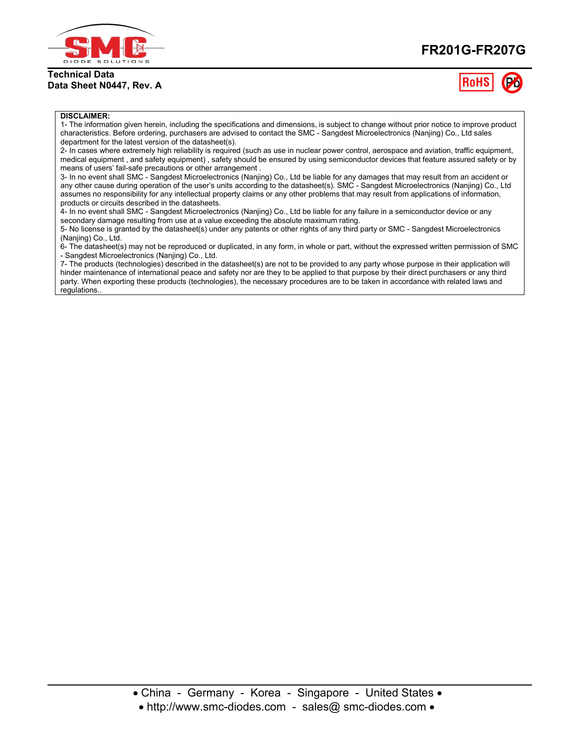**DISCLAIMER:**

1- The information given herein, including the specifications and dimensions, is subject to change without prior notice to improve product characteristics. Before ordering, purchasers are advised to contact the SMC - Sangdest Microelectronics (Nanjing) Co., Ltd sales department for the latest version of the datasheet(s).

2- In cases where extremely high reliability is required (such as use in nuclear power control, aerospace and aviation, traffic equipment, medical equipment , and safety equipment) , safety should be ensured by using semiconductor devices that feature assured safety or by means of users' fail-safe precautions or other arrangement .

3- In no event shall SMC - Sangdest Microelectronics (Nanjing) Co., Ltd be liable for any damages that may result from an accident or any other cause during operation of the user's units according to the datasheet(s). SMC - Sangdest Microelectronics (Nanjing) Co., Ltd assumes no responsibility for any intellectual property claims or any other problems that may result from applications of information, products or circuits described in the datasheets.

4- In no event shall SMC - Sangdest Microelectronics (Nanjing) Co., Ltd be liable for any failure in a semiconductor device or any secondary damage resulting from use at a value exceeding the absolute maximum rating.

5- No license is granted by the datasheet(s) under any patents or other rights of any third party or SMC - Sangdest Microelectronics (Nanjing) Co., Ltd.

6- The datasheet(s) may not be reproduced or duplicated, in any form, in whole or part, without the expressed written permission of SMC - Sangdest Microelectronics (Nanjing) Co., Ltd.

7- The products (technologies) described in the datasheet(s) are not to be provided to any party whose purpose in their application will hinder maintenance of international peace and safety nor are they to be applied to that purpose by their direct purchasers or any third party. When exporting these products (technologies), the necessary procedures are to be taken in accordance with related laws and regulations..